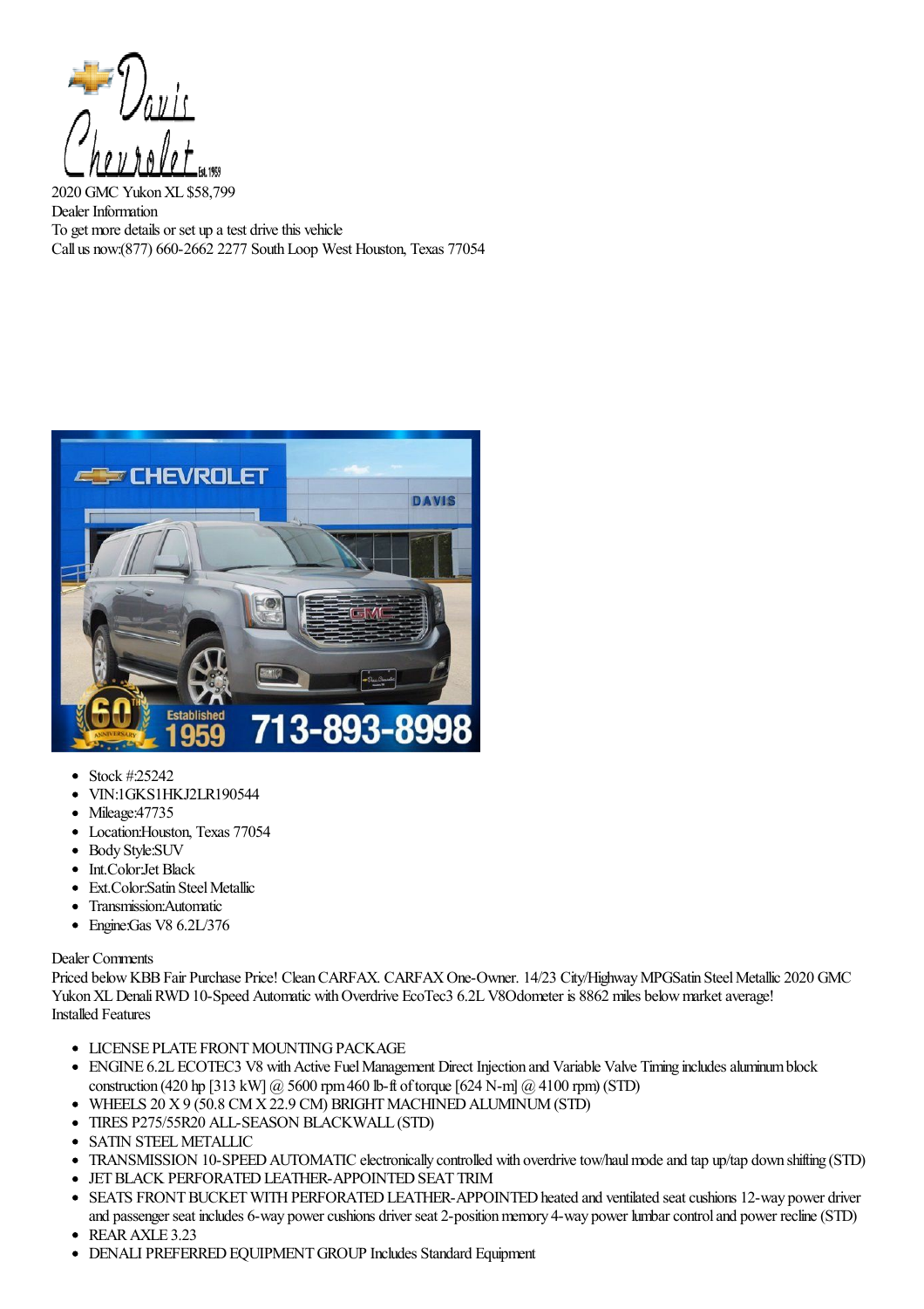2020 GMC Yukon XL $58,799

Dealer Information

To get more details or set up a test drive this vehicle

Call us now:(877) 660-2662 2277 South Loop West Houston, Texas 77054

- Stock #:25242
- VIN:1GKS1HKJ2LR190544
- Mileage:47735
- Location:Houston, Texas 77054
- Body Style:SUV
- Int.Color:Jet Black
- Ext.Color:Satin Steel Metallic
- Transmission:Automatic
- Engine:Gas V8 6.2L/376

Dealer Comments

Priced below KBB Fair Purchase Price! Clean CARFAX. CARFAX One-Owner. 14/23 City/Highway MPGSatin Steel Metallic 2020 GMC Yukon XL Denali RWD 10-Speed Automatic with Overdrive EcoTec3 6.2L V8Odometer is 8862 miles below market average!

Installed Features

- LICENSE PLATE FRONT MOUNTING PACKAGE
- ENGINE 6.2L ECOTEC3 V8 with Active Fuel Management Direct Injection and Variable Valve Timing includes aluminum block construction (420 hp [313 kW] @ 5600 rpm 460 lb-ft of torque [624 N-m] @ 4100 rpm) (STD)
- WHEELS 20 X 9 (50.8 CM X 22.9 CM) BRIGHT MACHINED ALUMINUM (STD)
- TIRES P275/55R20 ALL-SEASON BLACKWALL (STD)
- SATIN STEEL METALLIC
- TRANSMISSION 10-SPEED AUTOMATIC electronically controlled with overdrive tow/haul mode and tap up/tap down shifting (STD)
- JET BLACK PERFORATED LEATHER-APPOINTED SEAT TRIM
- SEATS FRONT BUCKET WITH PERFORATED LEATHER-APPOINTED heated and ventilated seat cushions 12-way power driver and passenger seat includes 6-way power cushions driver seat 2-position memory 4-way power lumbar control and power recline (STD)
- REAR AXLE 3.23
- DENALI PREFERRED EQUIPMENT GROUP Includes Standard Equipment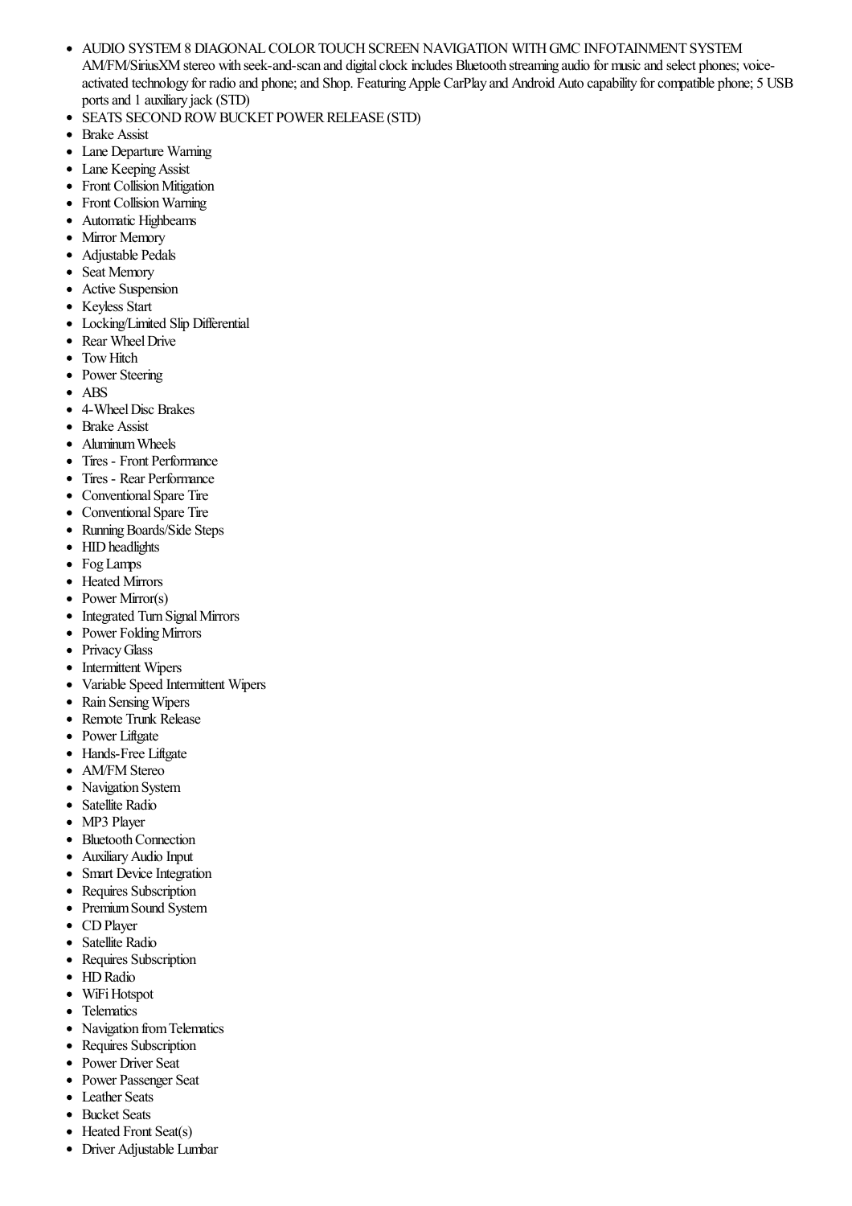- AUDIO SYSTEM 8 DIAGONAL COLOR TOUCH SCREEN NAVIGATION WITH GMC INFOTAINMENT SYSTEM AM/FM/SiriusXM stereo with seek-and-scan and digital clock includes Bluetooth streaming audio for music and select phones; voice-activated technology for radio and phone; and Shop. Featuring Apple CarPlay and Android Auto capability for compatible phone; 5 USB ports and 1 auxiliary jack (STD)
- SEATS SECOND ROW BUCKET POWER RELEASE (STD)
- Brake Assist
- Lane Departure Warning
- Lane Keeping Assist
- Front Collision Mitigation
- Front Collision Warning
- Automatic Highbeams
- Mirror Memory
- Adjustable Pedals
- Seat Memory
- Active Suspension
- Keyless Start
- Locking/Limited Slip Differential
- Rear Wheel Drive
- Tow Hitch
- Power Steering
- ABS
- 4-Wheel Disc Brakes
- Brake Assist
- Aluminum Wheels
- Tires - Front Performance
- Tires - Rear Performance
- Conventional Spare Tire
- Conventional Spare Tire
- Running Boards/Side Steps
- HID headlights
- Fog Lamps
- Heated Mirrors
- Power Mirror(s)
- Integrated Turn Signal Mirrors
- Power Folding Mirrors
- Privacy Glass
- Intermittent Wipers
- Variable Speed Intermittent Wipers
- Rain Sensing Wipers
- Remote Trunk Release
- Power Liftgate
- Hands-Free Liftgate
- AM/FM Stereo
- Navigation System
- Satellite Radio
- MP3 Player
- Bluetooth Connection
- Auxiliary Audio Input
- Smart Device Integration
- Requires Subscription
- Premium Sound System
- CD Player
- Satellite Radio
- Requires Subscription
- HD Radio
- WiFi Hotspot
- Telematics
- Navigation from Telematics
- Requires Subscription
- Power Driver Seat
- Power Passenger Seat
- Leather Seats
- Bucket Seats
- Heated Front Seat(s)
- Driver Adjustable Lumbar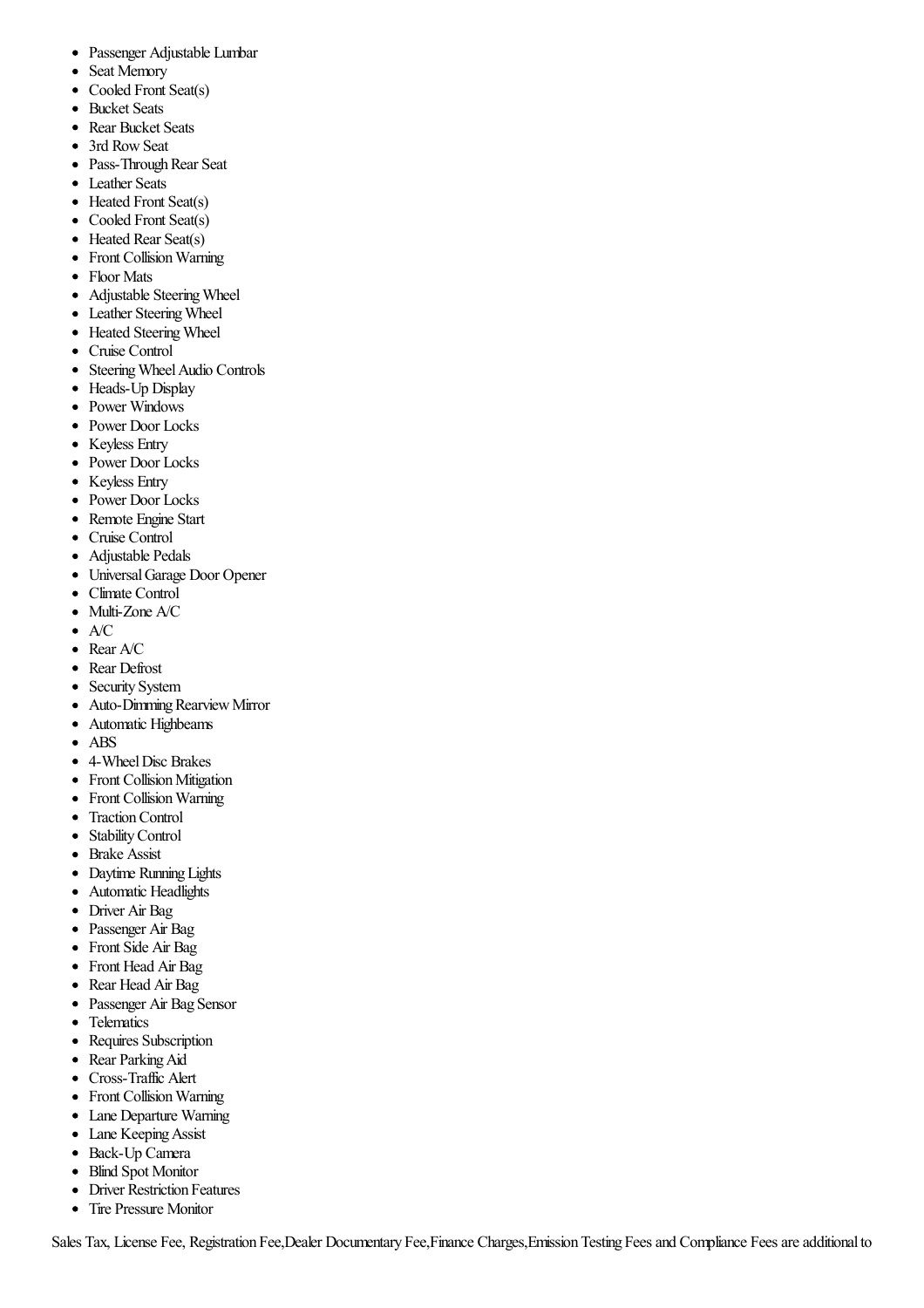- Passenger Adjustable Lumbar
- Seat Memory
- Cooled Front Seat(s)
- Bucket Seats
- Rear Bucket Seats
- 3rd Row Seat
- Pass-Through Rear Seat
- Leather Seats
- Heated Front Seat(s)
- Cooled Front Seat(s)
- Heated Rear Seat(s)
- Front Collision Warning
- Floor Mats
- Adjustable Steering Wheel
- Leather Steering Wheel
- Heated Steering Wheel
- Cruise Control
- Steering Wheel Audio Controls
- Heads-Up Display
- Power Windows
- Power Door Locks
- Keyless Entry
- Power Door Locks
- Keyless Entry
- Power Door Locks
- Remote Engine Start
- Cruise Control
- Adjustable Pedals
- Universal Garage Door Opener
- Climate Control
- Multi-Zone A/C
- A/C
- Rear A/C
- Rear Defrost
- Security System
- Auto-Dimming Rearview Mirror
- Automatic Highbeams
- ABS
- 4-Wheel Disc Brakes
- Front Collision Mitigation
- Front Collision Warning
- Traction Control
- Stability Control
- Brake Assist
- Daytime Running Lights
- Automatic Headlights
- Driver Air Bag
- Passenger Air Bag
- Front Side Air Bag
- Front Head Air Bag
- Rear Head Air Bag
- Passenger Air Bag Sensor
- Telematics
- Requires Subscription
- Rear Parking Aid
- Cross-Traffic Alert
- Front Collision Warning
- Lane Departure Warning
- Lane Keeping Assist
- Back-Up Camera
- Blind Spot Monitor
- Driver Restriction Features
- Tire Pressure Monitor

Sales Tax, License Fee, Registration Fee,Dealer Documentary Fee,Finance Charges,Emission Testing Fees and Compliance Fees are additional to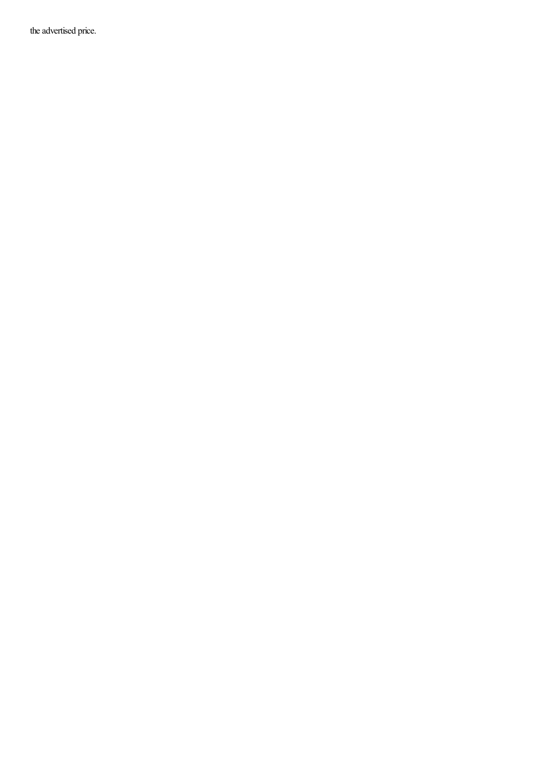the advertised price.